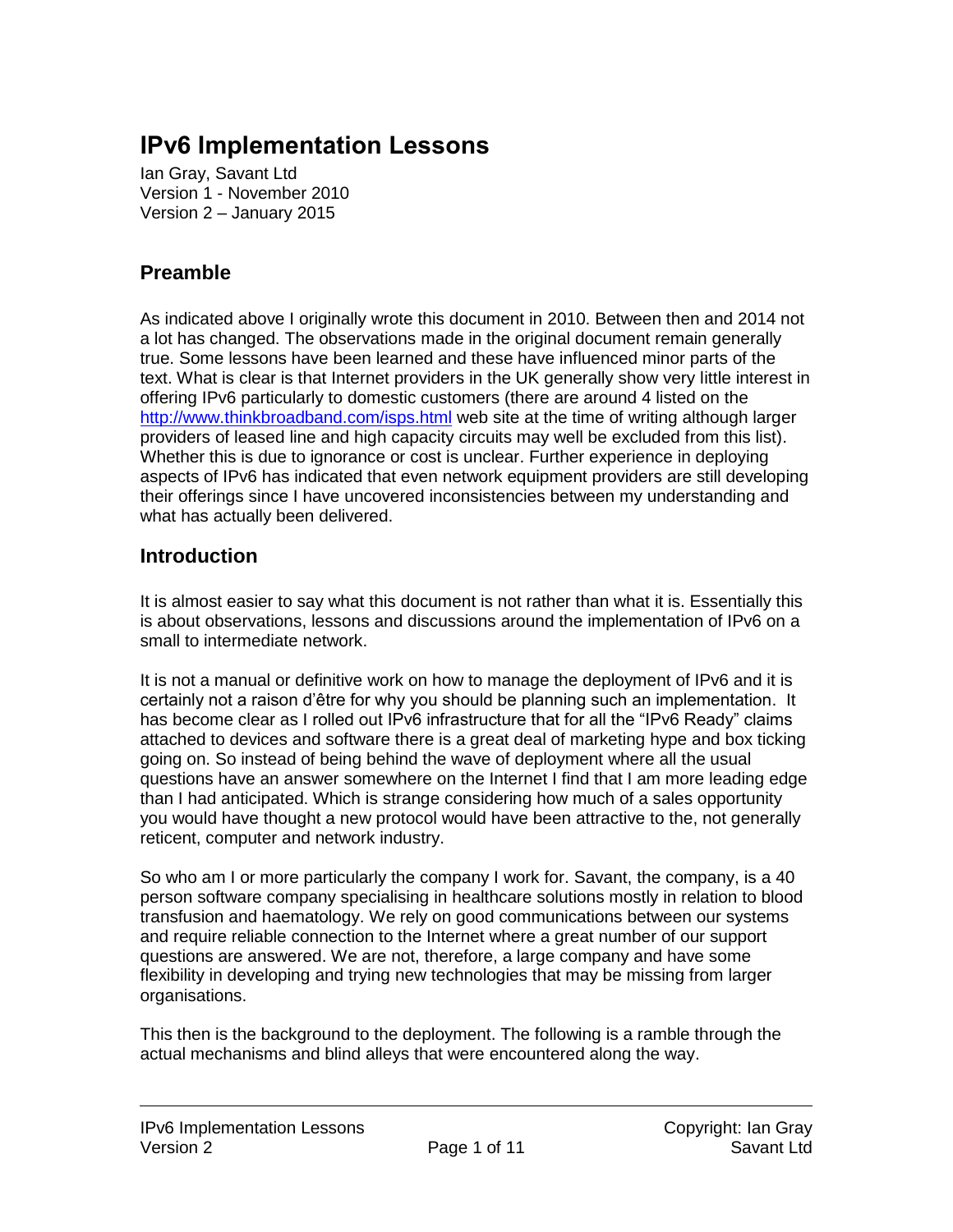# IPv6 Implementation Lessons

Ian Gray, Savant Ltd
Version 1 - November 2010
Version 2 – January 2015

## Preamble

As indicated above I originally wrote this document in 2010. Between then and 2014 not a lot has changed. The observations made in the original document remain generally true. Some lessons have been learned and these have influenced minor parts of the text. What is clear is that Internet providers in the UK generally show very little interest in offering IPv6 particularly to domestic customers (there are around 4 listed on the http://www.thinkbroadband.com/isps.html web site at the time of writing although larger providers of leased line and high capacity circuits may well be excluded from this list). Whether this is due to ignorance or cost is unclear. Further experience in deploying aspects of IPv6 has indicated that even network equipment providers are still developing their offerings since I have uncovered inconsistencies between my understanding and what has actually been delivered.

## Introduction

It is almost easier to say what this document is not rather than what it is. Essentially this is about observations, lessons and discussions around the implementation of IPv6 on a small to intermediate network.

It is not a manual or definitive work on how to manage the deployment of IPv6 and it is certainly not a raison d'être for why you should be planning such an implementation. It has become clear as I rolled out IPv6 infrastructure that for all the "IPv6 Ready" claims attached to devices and software there is a great deal of marketing hype and box ticking going on. So instead of being behind the wave of deployment where all the usual questions have an answer somewhere on the Internet I find that I am more leading edge than I had anticipated. Which is strange considering how much of a sales opportunity you would have thought a new protocol would have been attractive to the, not generally reticent, computer and network industry.

So who am I or more particularly the company I work for. Savant, the company, is a 40 person software company specialising in healthcare solutions mostly in relation to blood transfusion and haematology. We rely on good communications between our systems and require reliable connection to the Internet where a great number of our support questions are answered. We are not, therefore, a large company and have some flexibility in developing and trying new technologies that may be missing from larger organisations.

This then is the background to the deployment. The following is a ramble through the actual mechanisms and blind alleys that were encountered along the way.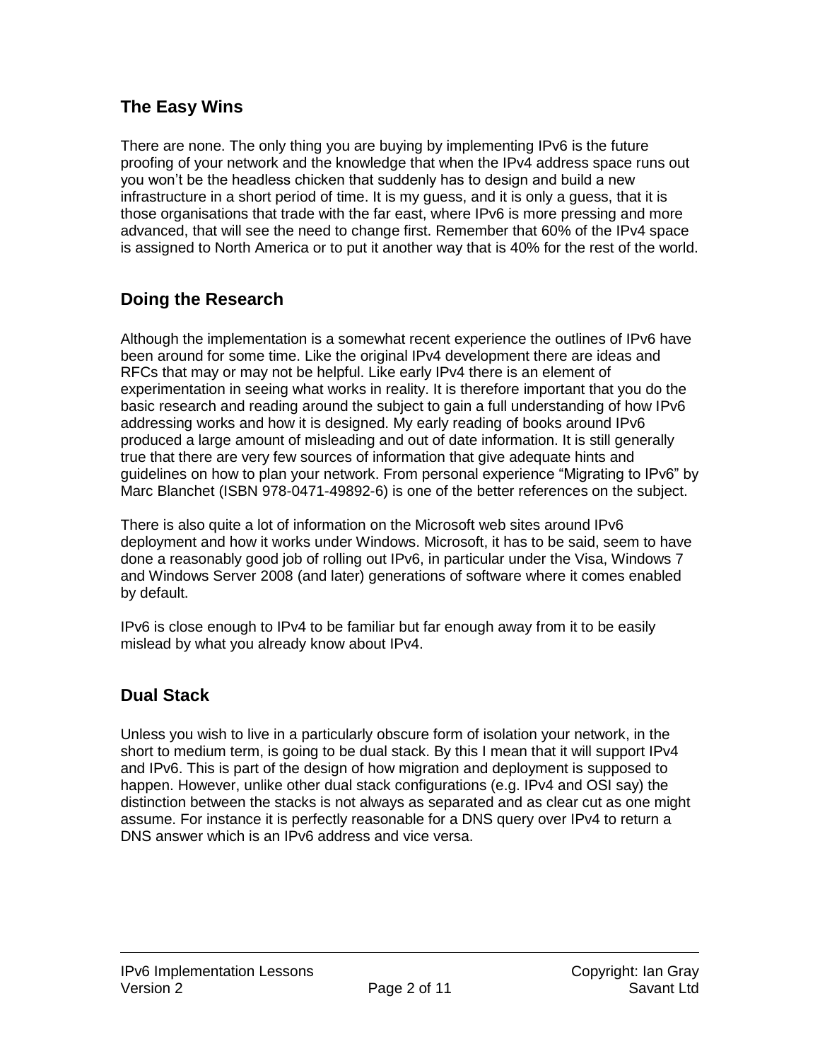## The Easy Wins

There are none. The only thing you are buying by implementing IPv6 is the future proofing of your network and the knowledge that when the IPv4 address space runs out you won't be the headless chicken that suddenly has to design and build a new infrastructure in a short period of time. It is my guess, and it is only a guess, that it is those organisations that trade with the far east, where IPv6 is more pressing and more advanced, that will see the need to change first. Remember that 60% of the IPv4 space is assigned to North America or to put it another way that is 40% for the rest of the world.

## Doing the Research

Although the implementation is a somewhat recent experience the outlines of IPv6 have been around for some time. Like the original IPv4 development there are ideas and RFCs that may or may not be helpful. Like early IPv4 there is an element of experimentation in seeing what works in reality. It is therefore important that you do the basic research and reading around the subject to gain a full understanding of how IPv6 addressing works and how it is designed. My early reading of books around IPv6 produced a large amount of misleading and out of date information. It is still generally true that there are very few sources of information that give adequate hints and guidelines on how to plan your network. From personal experience "Migrating to IPv6" by Marc Blanchet (ISBN 978-0471-49892-6) is one of the better references on the subject.

There is also quite a lot of information on the Microsoft web sites around IPv6 deployment and how it works under Windows. Microsoft, it has to be said, seem to have done a reasonably good job of rolling out IPv6, in particular under the Visa, Windows 7 and Windows Server 2008 (and later) generations of software where it comes enabled by default.

IPv6 is close enough to IPv4 to be familiar but far enough away from it to be easily mislead by what you already know about IPv4.

## Dual Stack

Unless you wish to live in a particularly obscure form of isolation your network, in the short to medium term, is going to be dual stack. By this I mean that it will support IPv4 and IPv6. This is part of the design of how migration and deployment is supposed to happen. However, unlike other dual stack configurations (e.g. IPv4 and OSI say) the distinction between the stacks is not always as separated and as clear cut as one might assume. For instance it is perfectly reasonable for a DNS query over IPv4 to return a DNS answer which is an IPv6 address and vice versa.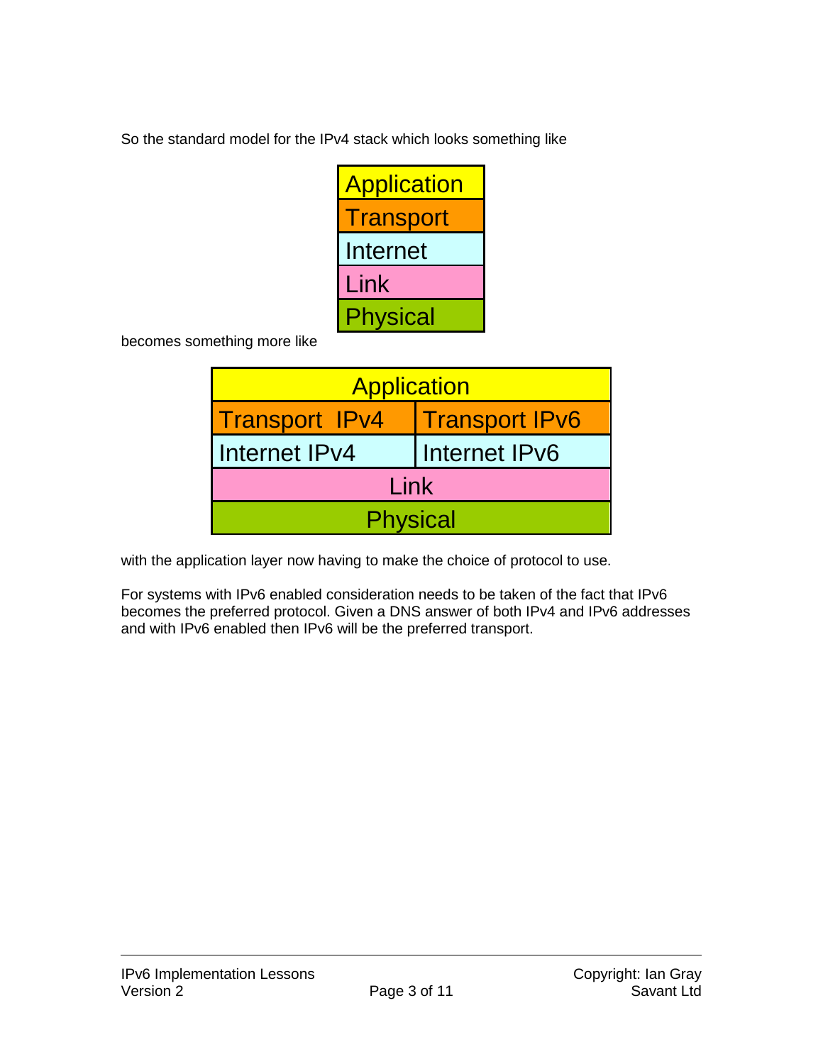So the standard model for the IPv4 stack which looks something like

| Application |
|---|
| Transport |
| Internet |
| Link |
| Physical |

becomes something more like

| Application | |
|---|---|
| Transport IPv4 | Transport IPv6 |
| Internet IPv4 | Internet IPv6 |
| Link | |
| Physical | |

with the application layer now having to make the choice of protocol to use.

For systems with IPv6 enabled consideration needs to be taken of the fact that IPv6 becomes the preferred protocol. Given a DNS answer of both IPv4 and IPv6 addresses and with IPv6 enabled then IPv6 will be the preferred transport.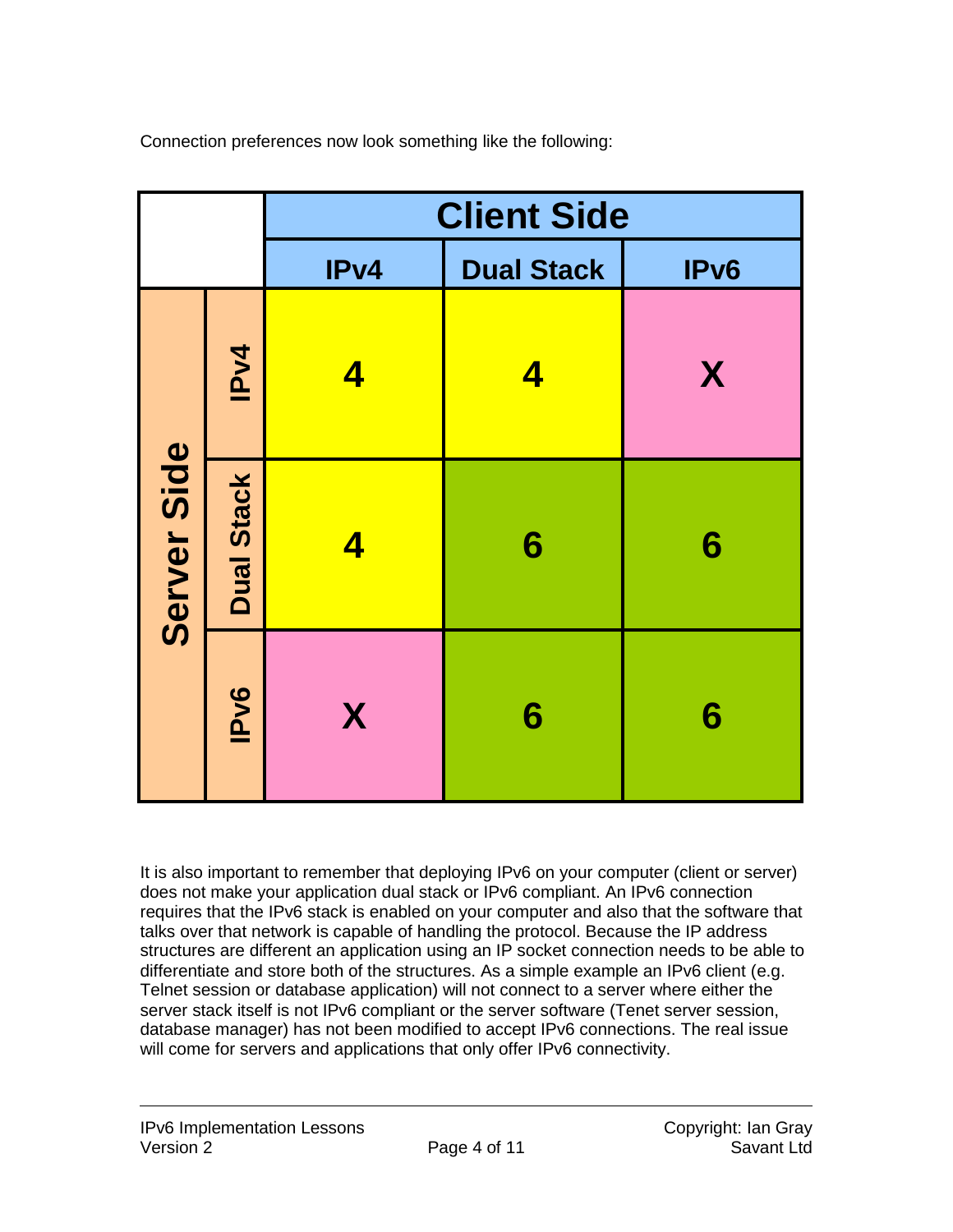Connection preferences now look something like the following:

| | | Client Side | | |
|---|---|---|---|---|
| | | IPv4 | Dual Stack | IPv6 |
| Server Side | IPv4 | 4 | 4 | X |
| | Dual Stack | 4 | 6 | 6 |
| | IPv6 | X | 6 | 6 |

It is also important to remember that deploying IPv6 on your computer (client or server) does not make your application dual stack or IPv6 compliant. An IPv6 connection requires that the IPv6 stack is enabled on your computer and also that the software that talks over that network is capable of handling the protocol. Because the IP address structures are different an application using an IP socket connection needs to be able to differentiate and store both of the structures. As a simple example an IPv6 client (e.g. Telnet session or database application) will not connect to a server where either the server stack itself is not IPv6 compliant or the server software (Tenet server session, database manager) has not been modified to accept IPv6 connections. The real issue will come for servers and applications that only offer IPv6 connectivity.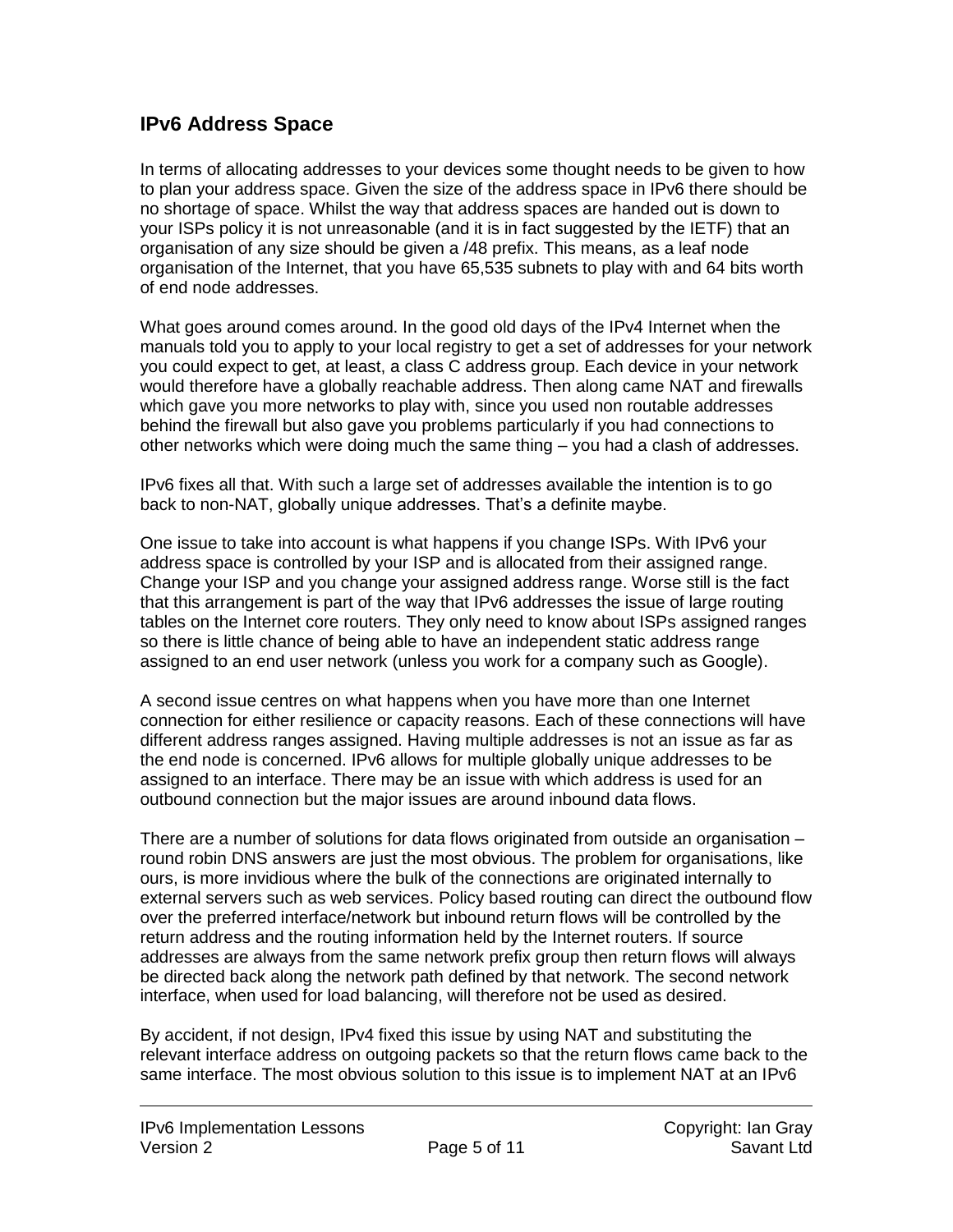## IPv6 Address Space

In terms of allocating addresses to your devices some thought needs to be given to how to plan your address space. Given the size of the address space in IPv6 there should be no shortage of space. Whilst the way that address spaces are handed out is down to your ISPs policy it is not unreasonable (and it is in fact suggested by the IETF) that an organisation of any size should be given a /48 prefix. This means, as a leaf node organisation of the Internet, that you have 65,535 subnets to play with and 64 bits worth of end node addresses.

What goes around comes around. In the good old days of the IPv4 Internet when the manuals told you to apply to your local registry to get a set of addresses for your network you could expect to get, at least, a class C address group. Each device in your network would therefore have a globally reachable address. Then along came NAT and firewalls which gave you more networks to play with, since you used non routable addresses behind the firewall but also gave you problems particularly if you had connections to other networks which were doing much the same thing – you had a clash of addresses.

IPv6 fixes all that. With such a large set of addresses available the intention is to go back to non-NAT, globally unique addresses. That's a definite maybe.

One issue to take into account is what happens if you change ISPs. With IPv6 your address space is controlled by your ISP and is allocated from their assigned range. Change your ISP and you change your assigned address range. Worse still is the fact that this arrangement is part of the way that IPv6 addresses the issue of large routing tables on the Internet core routers. They only need to know about ISPs assigned ranges so there is little chance of being able to have an independent static address range assigned to an end user network (unless you work for a company such as Google).

A second issue centres on what happens when you have more than one Internet connection for either resilience or capacity reasons. Each of these connections will have different address ranges assigned. Having multiple addresses is not an issue as far as the end node is concerned. IPv6 allows for multiple globally unique addresses to be assigned to an interface. There may be an issue with which address is used for an outbound connection but the major issues are around inbound data flows.

There are a number of solutions for data flows originated from outside an organisation – round robin DNS answers are just the most obvious. The problem for organisations, like ours, is more invidious where the bulk of the connections are originated internally to external servers such as web services. Policy based routing can direct the outbound flow over the preferred interface/network but inbound return flows will be controlled by the return address and the routing information held by the Internet routers. If source addresses are always from the same network prefix group then return flows will always be directed back along the network path defined by that network. The second network interface, when used for load balancing, will therefore not be used as desired.

By accident, if not design, IPv4 fixed this issue by using NAT and substituting the relevant interface address on outgoing packets so that the return flows came back to the same interface. The most obvious solution to this issue is to implement NAT at an IPv6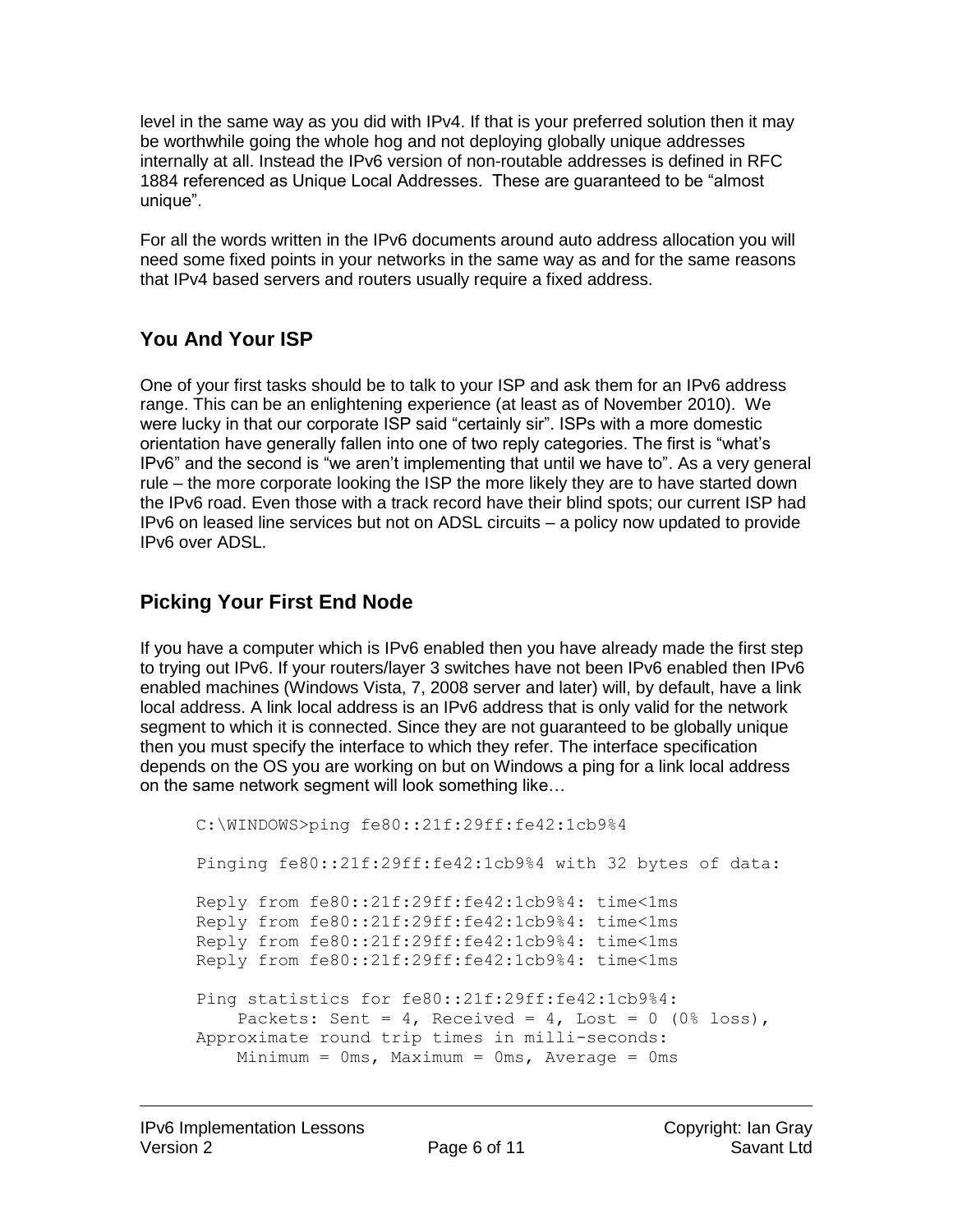level in the same way as you did with IPv4. If that is your preferred solution then it may be worthwhile going the whole hog and not deploying globally unique addresses internally at all. Instead the IPv6 version of non-routable addresses is defined in RFC 1884 referenced as Unique Local Addresses. These are guaranteed to be "almost unique".

For all the words written in the IPv6 documents around auto address allocation you will need some fixed points in your networks in the same way as and for the same reasons that IPv4 based servers and routers usually require a fixed address.

## You And Your ISP

One of your first tasks should be to talk to your ISP and ask them for an IPv6 address range. This can be an enlightening experience (at least as of November 2010). We were lucky in that our corporate ISP said "certainly sir". ISPs with a more domestic orientation have generally fallen into one of two reply categories. The first is "what's IPv6" and the second is "we aren't implementing that until we have to". As a very general rule – the more corporate looking the ISP the more likely they are to have started down the IPv6 road. Even those with a track record have their blind spots; our current ISP had IPv6 on leased line services but not on ADSL circuits – a policy now updated to provide IPv6 over ADSL.

## Picking Your First End Node

If you have a computer which is IPv6 enabled then you have already made the first step to trying out IPv6. If your routers/layer 3 switches have not been IPv6 enabled then IPv6 enabled machines (Windows Vista, 7, 2008 server and later) will, by default, have a link local address. A link local address is an IPv6 address that is only valid for the network segment to which it is connected. Since they are not guaranteed to be globally unique then you must specify the interface to which they refer. The interface specification depends on the OS you are working on but on Windows a ping for a link local address on the same network segment will look something like…

```
C:\WINDOWS>ping fe80::21f:29ff:fe42:1cb9%4

Pinging fe80::21f:29ff:fe42:1cb9%4 with 32 bytes of data:

Reply from fe80::21f:29ff:fe42:1cb9%4: time<1ms
Reply from fe80::21f:29ff:fe42:1cb9%4: time<1ms
Reply from fe80::21f:29ff:fe42:1cb9%4: time<1ms
Reply from fe80::21f:29ff:fe42:1cb9%4: time<1ms

Ping statistics for fe80::21f:29ff:fe42:1cb9%4:
    Packets: Sent = 4, Received = 4, Lost = 0 (0% loss),
Approximate round trip times in milli-seconds:
    Minimum = 0ms, Maximum = 0ms, Average = 0ms
```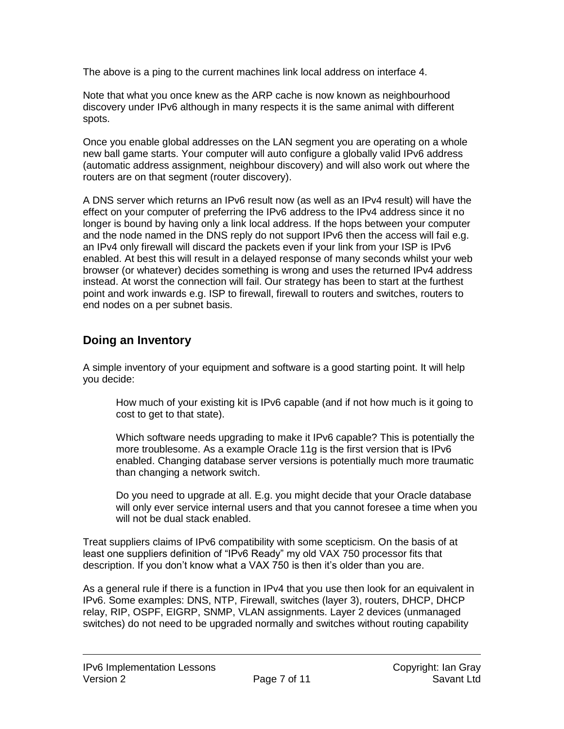The above is a ping to the current machines link local address on interface 4.

Note that what you once knew as the ARP cache is now known as neighbourhood discovery under IPv6 although in many respects it is the same animal with different spots.

Once you enable global addresses on the LAN segment you are operating on a whole new ball game starts. Your computer will auto configure a globally valid IPv6 address (automatic address assignment, neighbour discovery) and will also work out where the routers are on that segment (router discovery).

A DNS server which returns an IPv6 result now (as well as an IPv4 result) will have the effect on your computer of preferring the IPv6 address to the IPv4 address since it no longer is bound by having only a link local address. If the hops between your computer and the node named in the DNS reply do not support IPv6 then the access will fail e.g. an IPv4 only firewall will discard the packets even if your link from your ISP is IPv6 enabled. At best this will result in a delayed response of many seconds whilst your web browser (or whatever) decides something is wrong and uses the returned IPv4 address instead. At worst the connection will fail. Our strategy has been to start at the furthest point and work inwards e.g. ISP to firewall, firewall to routers and switches, routers to end nodes on a per subnet basis.

## Doing an Inventory

A simple inventory of your equipment and software is a good starting point. It will help you decide:

> How much of your existing kit is IPv6 capable (and if not how much is it going to cost to get to that state).
>
> Which software needs upgrading to make it IPv6 capable? This is potentially the more troublesome. As a example Oracle 11g is the first version that is IPv6 enabled. Changing database server versions is potentially much more traumatic than changing a network switch.
>
> Do you need to upgrade at all. E.g. you might decide that your Oracle database will only ever service internal users and that you cannot foresee a time when you will not be dual stack enabled.

Treat suppliers claims of IPv6 compatibility with some scepticism. On the basis of at least one suppliers definition of “IPv6 Ready” my old VAX 750 processor fits that description. If you don’t know what a VAX 750 is then it’s older than you are.

As a general rule if there is a function in IPv4 that you use then look for an equivalent in IPv6. Some examples: DNS, NTP, Firewall, switches (layer 3), routers, DHCP, DHCP relay, RIP, OSPF, EIGRP, SNMP, VLAN assignments. Layer 2 devices (unmanaged switches) do not need to be upgraded normally and switches without routing capability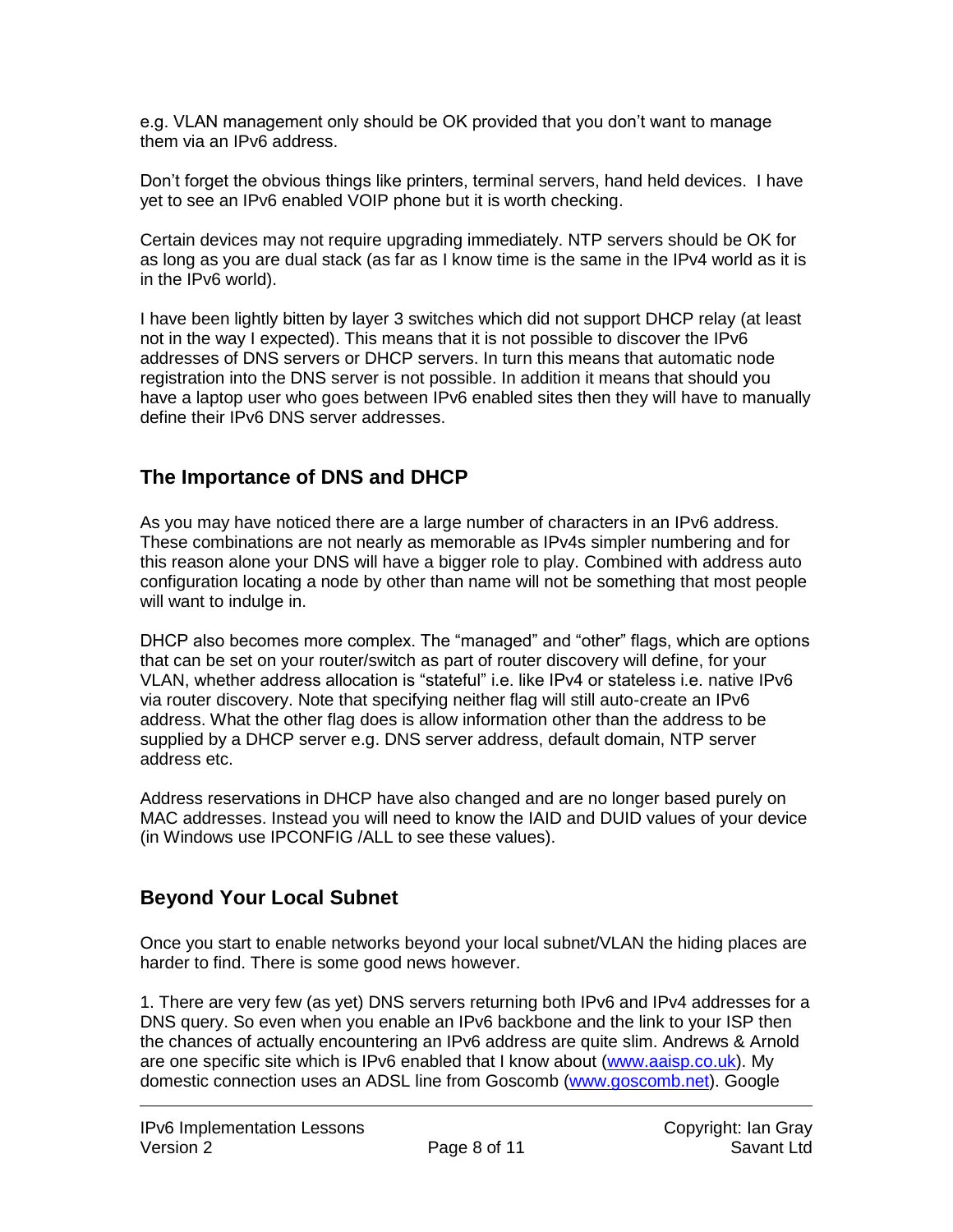e.g. VLAN management only should be OK provided that you don't want to manage them via an IPv6 address.

Don't forget the obvious things like printers, terminal servers, hand held devices. I have yet to see an IPv6 enabled VOIP phone but it is worth checking.

Certain devices may not require upgrading immediately. NTP servers should be OK for as long as you are dual stack (as far as I know time is the same in the IPv4 world as it is in the IPv6 world).

I have been lightly bitten by layer 3 switches which did not support DHCP relay (at least not in the way I expected). This means that it is not possible to discover the IPv6 addresses of DNS servers or DHCP servers. In turn this means that automatic node registration into the DNS server is not possible. In addition it means that should you have a laptop user who goes between IPv6 enabled sites then they will have to manually define their IPv6 DNS server addresses.

## The Importance of DNS and DHCP

As you may have noticed there are a large number of characters in an IPv6 address. These combinations are not nearly as memorable as IPv4s simpler numbering and for this reason alone your DNS will have a bigger role to play. Combined with address auto configuration locating a node by other than name will not be something that most people will want to indulge in.

DHCP also becomes more complex. The "managed" and "other" flags, which are options that can be set on your router/switch as part of router discovery will define, for your VLAN, whether address allocation is "stateful" i.e. like IPv4 or stateless i.e. native IPv6 via router discovery. Note that specifying neither flag will still auto-create an IPv6 address. What the other flag does is allow information other than the address to be supplied by a DHCP server e.g. DNS server address, default domain, NTP server address etc.

Address reservations in DHCP have also changed and are no longer based purely on MAC addresses. Instead you will need to know the IAID and DUID values of your device (in Windows use IPCONFIG /ALL to see these values).

## Beyond Your Local Subnet

Once you start to enable networks beyond your local subnet/VLAN the hiding places are harder to find. There is some good news however.

1. There are very few (as yet) DNS servers returning both IPv6 and IPv4 addresses for a DNS query. So even when you enable an IPv6 backbone and the link to your ISP then the chances of actually encountering an IPv6 address are quite slim. Andrews & Arnold are one specific site which is IPv6 enabled that I know about (www.aaisp.co.uk). My domestic connection uses an ADSL line from Goscomb (www.goscomb.net). Google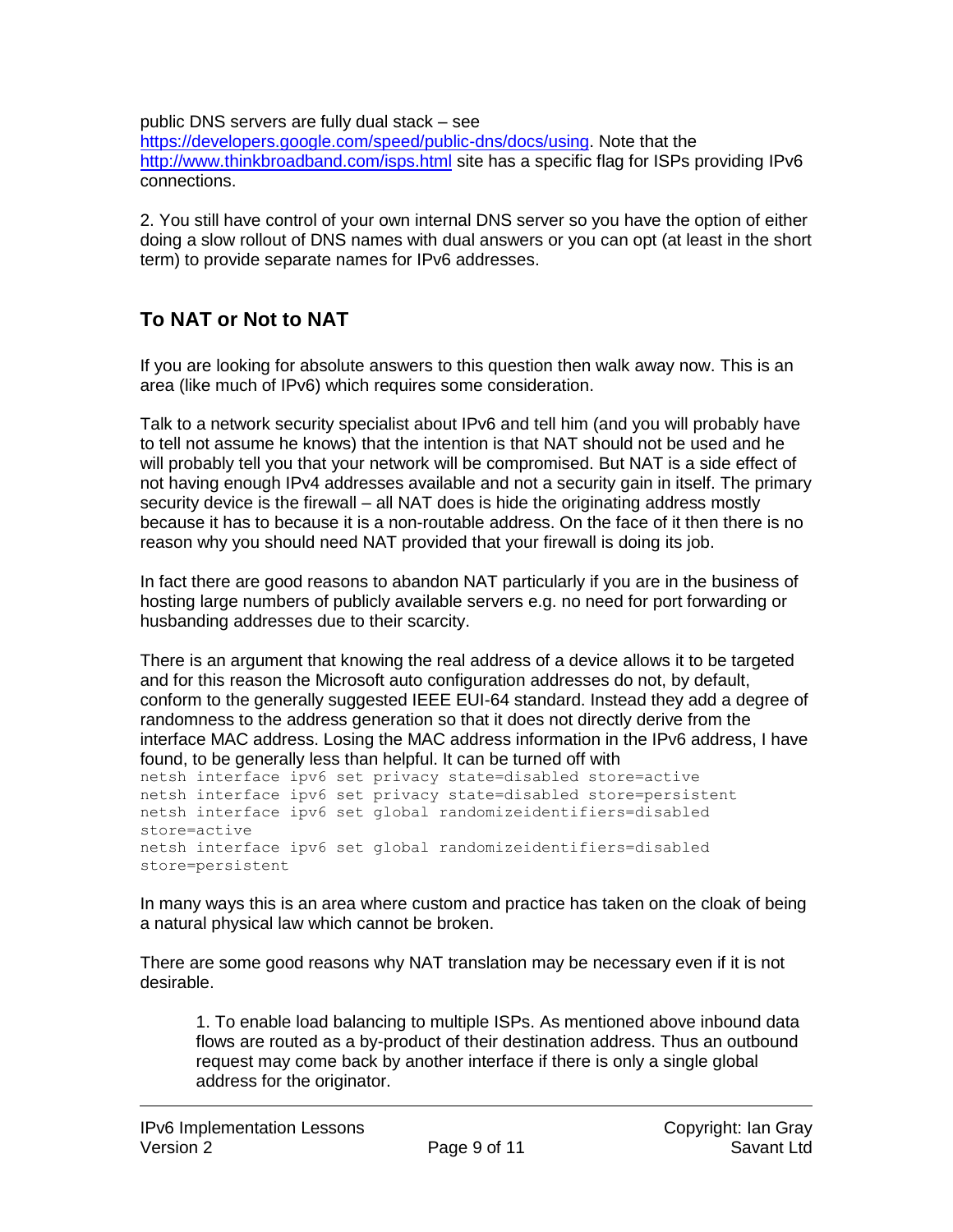public DNS servers are fully dual stack – see https://developers.google.com/speed/public-dns/docs/using. Note that the http://www.thinkbroadband.com/isps.html site has a specific flag for ISPs providing IPv6 connections.

2. You still have control of your own internal DNS server so you have the option of either doing a slow rollout of DNS names with dual answers or you can opt (at least in the short term) to provide separate names for IPv6 addresses.

## To NAT or Not to NAT

If you are looking for absolute answers to this question then walk away now. This is an area (like much of IPv6) which requires some consideration.

Talk to a network security specialist about IPv6 and tell him (and you will probably have to tell not assume he knows) that the intention is that NAT should not be used and he will probably tell you that your network will be compromised. But NAT is a side effect of not having enough IPv4 addresses available and not a security gain in itself. The primary security device is the firewall – all NAT does is hide the originating address mostly because it has to because it is a non-routable address. On the face of it then there is no reason why you should need NAT provided that your firewall is doing its job.

In fact there are good reasons to abandon NAT particularly if you are in the business of hosting large numbers of publicly available servers e.g. no need for port forwarding or husbanding addresses due to their scarcity.

There is an argument that knowing the real address of a device allows it to be targeted and for this reason the Microsoft auto configuration addresses do not, by default, conform to the generally suggested IEEE EUI-64 standard. Instead they add a degree of randomness to the address generation so that it does not directly derive from the interface MAC address. Losing the MAC address information in the IPv6 address, I have found, to be generally less than helpful. It can be turned off with

```
netsh interface ipv6 set privacy state=disabled store=active
netsh interface ipv6 set privacy state=disabled store=persistent
netsh interface ipv6 set global randomizeidentifiers=disabled
store=active
netsh interface ipv6 set global randomizeidentifiers=disabled
store=persistent
```

In many ways this is an area where custom and practice has taken on the cloak of being a natural physical law which cannot be broken.

There are some good reasons why NAT translation may be necessary even if it is not desirable.

1. To enable load balancing to multiple ISPs. As mentioned above inbound data flows are routed as a by-product of their destination address. Thus an outbound request may come back by another interface if there is only a single global address for the originator.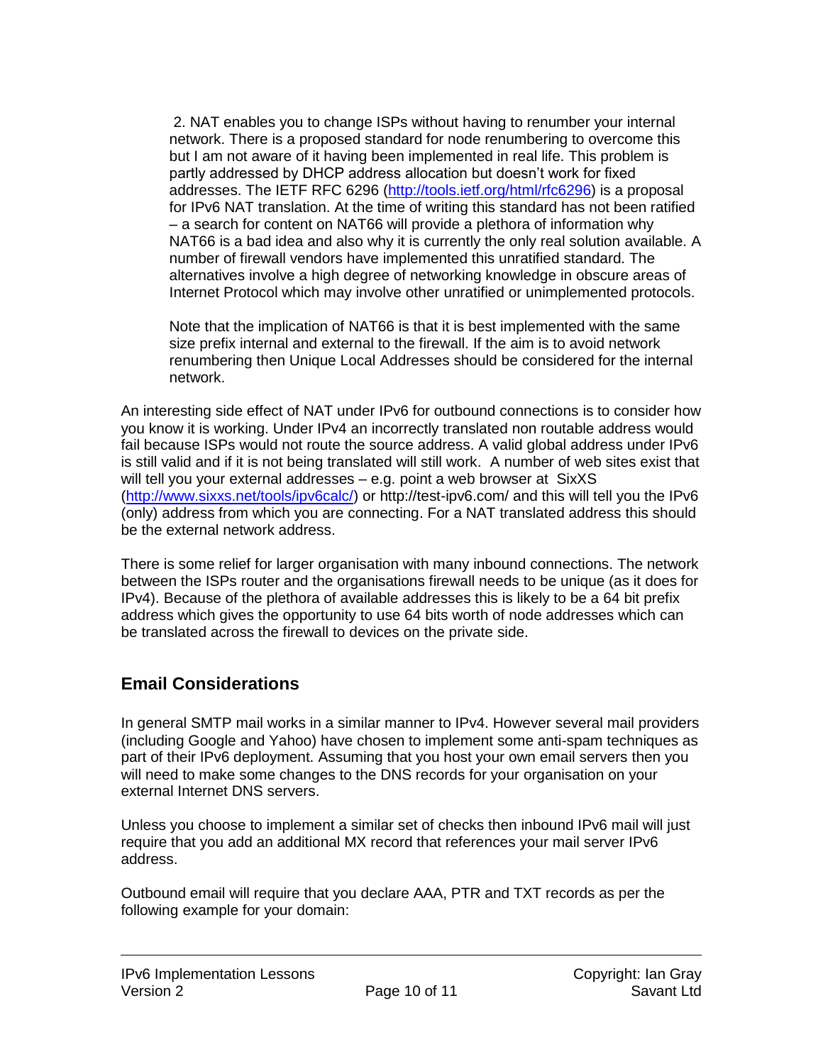2. NAT enables you to change ISPs without having to renumber your internal network. There is a proposed standard for node renumbering to overcome this but I am not aware of it having been implemented in real life. This problem is partly addressed by DHCP address allocation but doesn't work for fixed addresses. The IETF RFC 6296 (http://tools.ietf.org/html/rfc6296) is a proposal for IPv6 NAT translation. At the time of writing this standard has not been ratified – a search for content on NAT66 will provide a plethora of information why NAT66 is a bad idea and also why it is currently the only real solution available. A number of firewall vendors have implemented this unratified standard. The alternatives involve a high degree of networking knowledge in obscure areas of Internet Protocol which may involve other unratified or unimplemented protocols.

   Note that the implication of NAT66 is that it is best implemented with the same size prefix internal and external to the firewall. If the aim is to avoid network renumbering then Unique Local Addresses should be considered for the internal network.

An interesting side effect of NAT under IPv6 for outbound connections is to consider how you know it is working. Under IPv4 an incorrectly translated non routable address would fail because ISPs would not route the source address. A valid global address under IPv6 is still valid and if it is not being translated will still work. A number of web sites exist that will tell you your external addresses – e.g. point a web browser at SixXS (http://www.sixxs.net/tools/ipv6calc/) or http://test-ipv6.com/ and this will tell you the IPv6 (only) address from which you are connecting. For a NAT translated address this should be the external network address.

There is some relief for larger organisation with many inbound connections. The network between the ISPs router and the organisations firewall needs to be unique (as it does for IPv4). Because of the plethora of available addresses this is likely to be a 64 bit prefix address which gives the opportunity to use 64 bits worth of node addresses which can be translated across the firewall to devices on the private side.

## Email Considerations

In general SMTP mail works in a similar manner to IPv4. However several mail providers (including Google and Yahoo) have chosen to implement some anti-spam techniques as part of their IPv6 deployment. Assuming that you host your own email servers then you will need to make some changes to the DNS records for your organisation on your external Internet DNS servers.

Unless you choose to implement a similar set of checks then inbound IPv6 mail will just require that you add an additional MX record that references your mail server IPv6 address.

Outbound email will require that you declare AAA, PTR and TXT records as per the following example for your domain: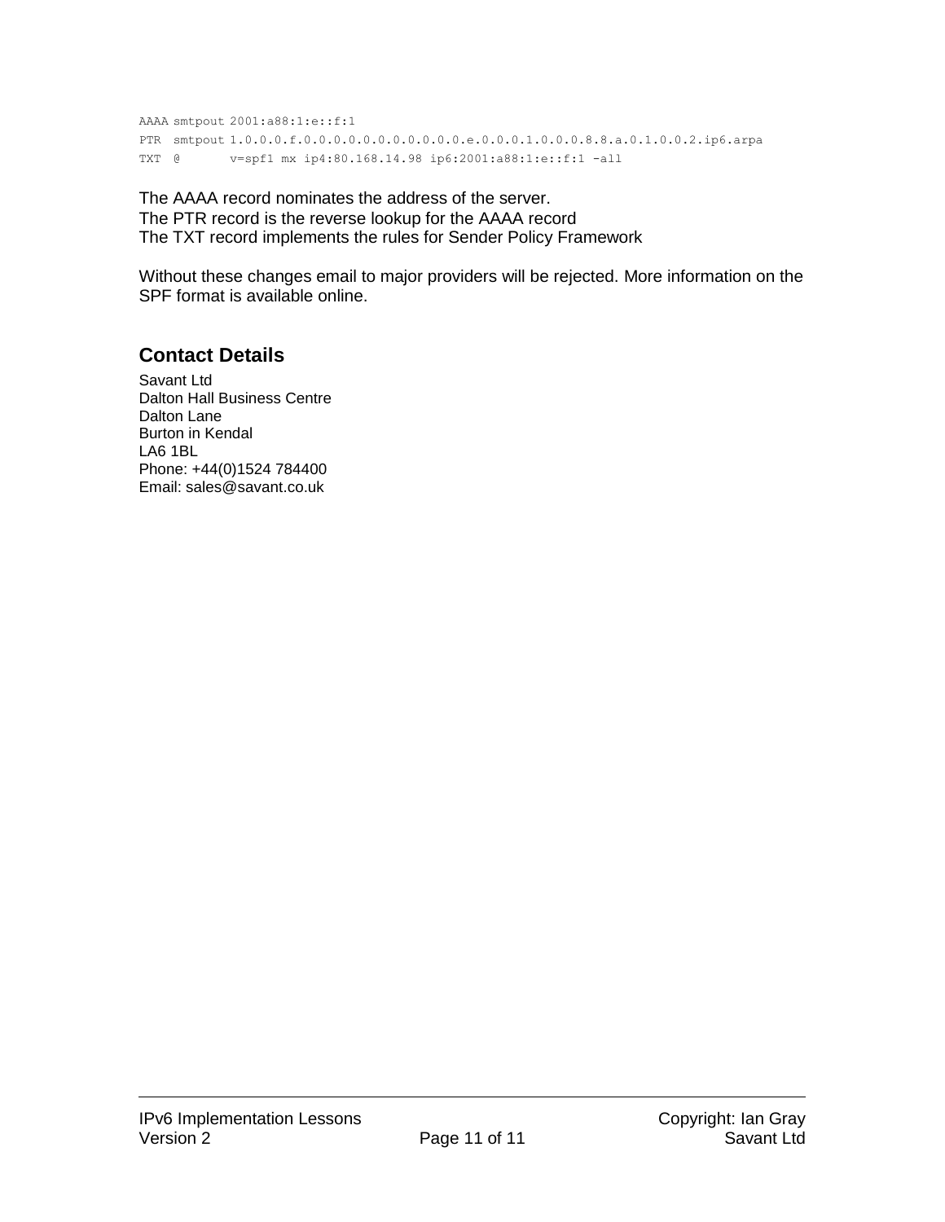```
AAAA smtpout 2001:a88:1:e::f:1
PTR  smtpout 1.0.0.0.f.0.0.0.0.0.0.0.0.0.0.0.e.0.0.0.1.0.0.0.8.8.a.0.1.0.0.2.ip6.arpa
TXT  @       v=spf1 mx ip4:80.168.14.98 ip6:2001:a88:1:e::f:1 -all
```

The AAAA record nominates the address of the server.
The PTR record is the reverse lookup for the AAAA record
The TXT record implements the rules for Sender Policy Framework

Without these changes email to major providers will be rejected. More information on the SPF format is available online.

## Contact Details

Savant Ltd
Dalton Hall Business Centre
Dalton Lane
Burton in Kendal
LA6 1BL
Phone: +44(0)1524 784400
Email: sales@savant.co.uk